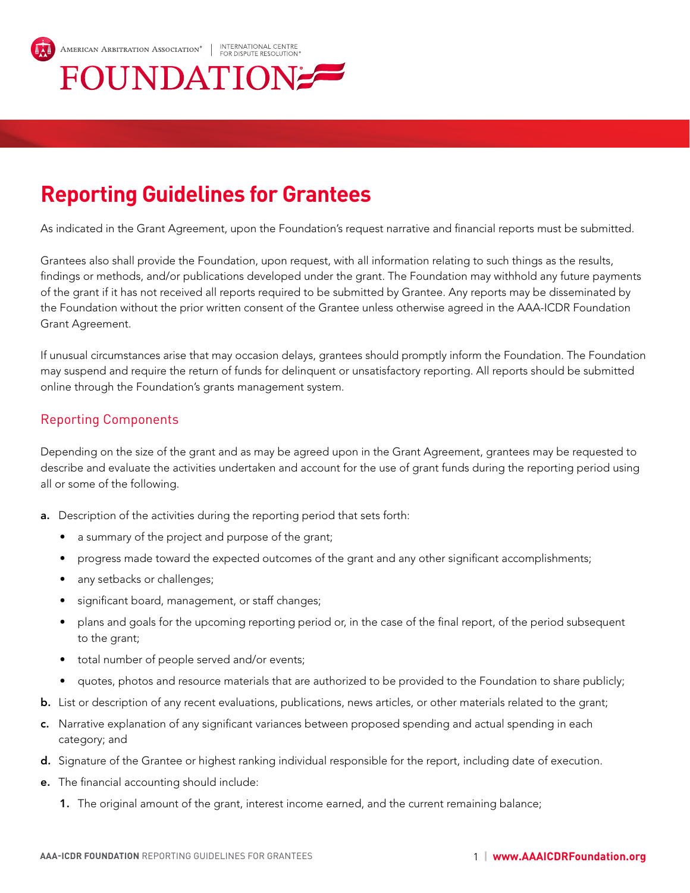AMERICAN ARBITRATION ASSOCIATION® | INTERNATIONAL CENTRE FOR DISPUTE RESOLUTION®

FOUNDATION

# Reporting Guidelines for Grantees

As indicated in the Grant Agreement, upon the Foundation's request narrative and financial reports must be submitted.

Grantees also shall provide the Foundation, upon request, with all information relating to such things as the results, findings or methods, and/or publications developed under the grant. The Foundation may withhold any future payments of the grant if it has not received all reports required to be submitted by Grantee. Any reports may be disseminated by the Foundation without the prior written consent of the Grantee unless otherwise agreed in the AAA-ICDR Foundation Grant Agreement.

If unusual circumstances arise that may occasion delays, grantees should promptly inform the Foundation. The Foundation may suspend and require the return of funds for delinquent or unsatisfactory reporting. All reports should be submitted online through the Foundation's grants management system.

## Reporting Components

Depending on the size of the grant and as may be agreed upon in the Grant Agreement, grantees may be requested to describe and evaluate the activities undertaken and account for the use of grant funds during the reporting period using all or some of the following.

**a.** Description of the activities during the reporting period that sets forth:

- a summary of the project and purpose of the grant;
- progress made toward the expected outcomes of the grant and any other significant accomplishments;
- any setbacks or challenges;
- significant board, management, or staff changes;
- plans and goals for the upcoming reporting period or, in the case of the final report, of the period subsequent to the grant;
- total number of people served and/or events;
- quotes, photos and resource materials that are authorized to be provided to the Foundation to share publicly;

**b.** List or description of any recent evaluations, publications, news articles, or other materials related to the grant;

**c.** Narrative explanation of any significant variances between proposed spending and actual spending in each category; and

**d.** Signature of the Grantee or highest ranking individual responsible for the report, including date of execution.

**e.** The financial accounting should include:

1. The original amount of the grant, interest income earned, and the current remaining balance;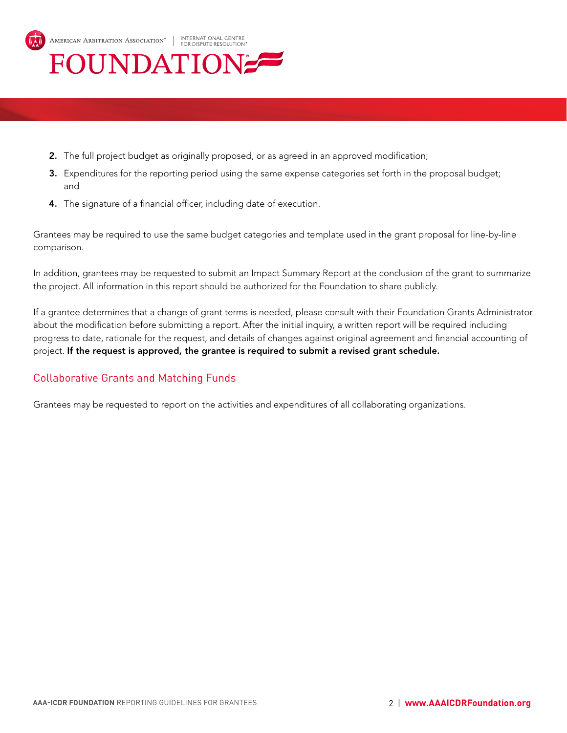2. The full project budget as originally proposed, or as agreed in an approved modification;
3. Expenditures for the reporting period using the same expense categories set forth in the proposal budget; and
4. The signature of a financial officer, including date of execution.

Grantees may be required to use the same budget categories and template used in the grant proposal for line-by-line comparison.

In addition, grantees may be requested to submit an Impact Summary Report at the conclusion of the grant to summarize the project. All information in this report should be authorized for the Foundation to share publicly.

If a grantee determines that a change of grant terms is needed, please consult with their Foundation Grants Administrator about the modification before submitting a report. After the initial inquiry, a written report will be required including progress to date, rationale for the request, and details of changes against original agreement and financial accounting of project. **If the request is approved, the grantee is required to submit a revised grant schedule.**

## Collaborative Grants and Matching Funds

Grantees may be requested to report on the activities and expenditures of all collaborating organizations.